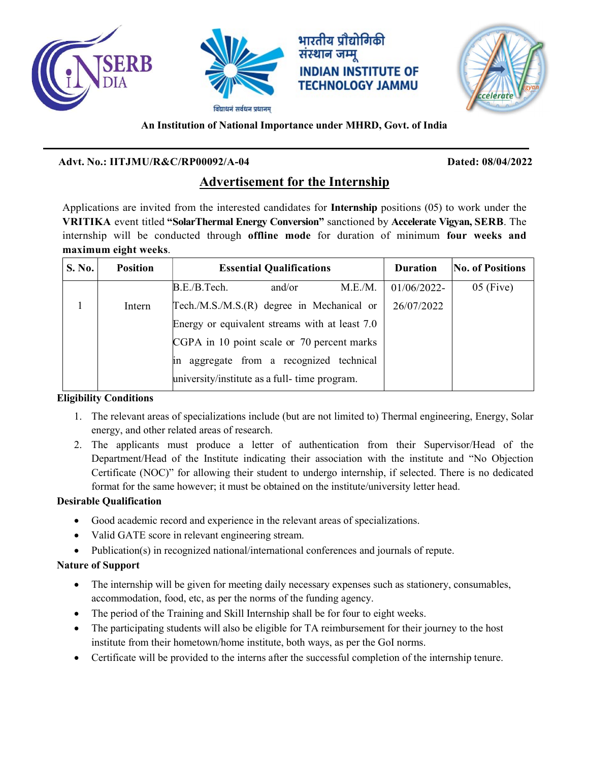भारतीय प्रौद्योगिकी संस्थान जम्मू

INDIAN INSTITUTE OF TECHNOLOGY JAMMU

विद्याधनं सर्वधन प्रधानम्

**An Institution of National Importance under MHRD, Govt. of India**

---

**Advt. No.: IITJMU/R&C/RP00092/A-04** **Dated: 08/04/2022**

## Advertisement for the Internship

Applications are invited from the interested candidates for **Internship** positions (05) to work under the **VRITIKA** event titled **"SolarThermal Energy Conversion"** sanctioned by **Accelerate Vigyan, SERB**. The internship will be conducted through **offline mode** for duration of minimum **four weeks and maximum eight weeks**.

| S. No. | Position | Essential Qualifications | Duration | No. of Positions |
|---|---|---|---|---|
| 1 | Intern | B.E./B.Tech. and/or M.E./M. Tech./M.S./M.S.(R) degree in Mechanical or Energy or equivalent streams with at least 7.0 CGPA in 10 point scale or 70 percent marks in aggregate from a recognized technical university/institute as a full- time program. | 01/06/2022-26/07/2022 | 05 (Five) |

**Eligibility Conditions**

1. The relevant areas of specializations include (but are not limited to) Thermal engineering, Energy, Solar energy, and other related areas of research.
2. The applicants must produce a letter of authentication from their Supervisor/Head of the Department/Head of the Institute indicating their association with the institute and "No Objection Certificate (NOC)" for allowing their student to undergo internship, if selected. There is no dedicated format for the same however; it must be obtained on the institute/university letter head.

**Desirable Qualification**

- Good academic record and experience in the relevant areas of specializations.
- Valid GATE score in relevant engineering stream.
- Publication(s) in recognized national/international conferences and journals of repute.

**Nature of Support**

- The internship will be given for meeting daily necessary expenses such as stationery, consumables, accommodation, food, etc, as per the norms of the funding agency.
- The period of the Training and Skill Internship shall be for four to eight weeks.
- The participating students will also be eligible for TA reimbursement for their journey to the host institute from their hometown/home institute, both ways, as per the GoI norms.
- Certificate will be provided to the interns after the successful completion of the internship tenure.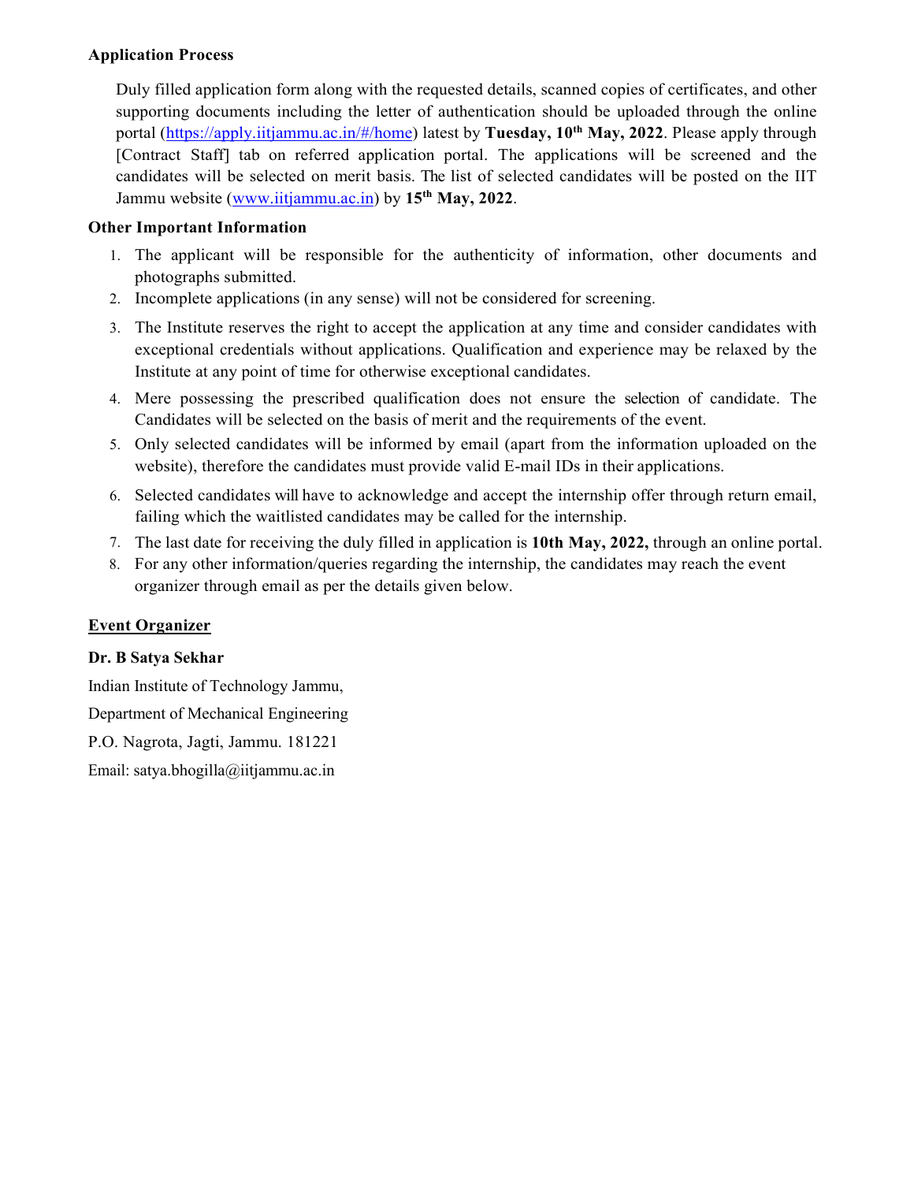**Application Process**

Duly filled application form along with the requested details, scanned copies of certificates, and other supporting documents including the letter of authentication should be uploaded through the online portal (https://apply.iitjammu.ac.in/#/home) latest by **Tuesday, 10th May, 2022**. Please apply through [Contract Staff] tab on referred application portal. The applications will be screened and the candidates will be selected on merit basis. The list of selected candidates will be posted on the IIT Jammu website (www.iitjammu.ac.in) by **15th May, 2022**.

**Other Important Information**

1. The applicant will be responsible for the authenticity of information, other documents and photographs submitted.
2. Incomplete applications (in any sense) will not be considered for screening.
3. The Institute reserves the right to accept the application at any time and consider candidates with exceptional credentials without applications. Qualification and experience may be relaxed by the Institute at any point of time for otherwise exceptional candidates.
4. Mere possessing the prescribed qualification does not ensure the selection of candidate. The Candidates will be selected on the basis of merit and the requirements of the event.
5. Only selected candidates will be informed by email (apart from the information uploaded on the website), therefore the candidates must provide valid E-mail IDs in their applications.
6. Selected candidates will have to acknowledge and accept the internship offer through return email, failing which the waitlisted candidates may be called for the internship.
7. The last date for receiving the duly filled in application is **10th May, 2022,** through an online portal.
8. For any other information/queries regarding the internship, the candidates may reach the event organizer through email as per the details given below.

**Event Organizer**

**Dr. B Satya Sekhar**

Indian Institute of Technology Jammu,

Department of Mechanical Engineering

P.O. Nagrota, Jagti, Jammu. 181221

Email: satya.bhogilla@iitjammu.ac.in